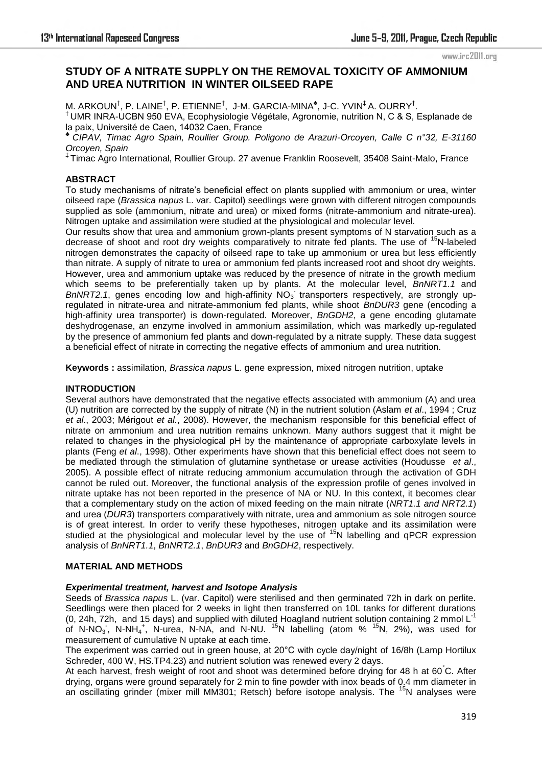# STUDY OF A NITRATE SUPPLY ON THE REMOVAL TOXICITY OF AMMONIUM AND UREA NUTRITION IN WINTER OILSEED RAPE

M. ARKOUN[†], P. LAINE[†], P. ETIENNE[†], J-M. GARCIA-MINA[♣], J-C. YVIN[‡] A. OURRY[†].

[†] UMR INRA-UCBN 950 EVA, Ecophysiologie Végétale, Agronomie, nutrition N, C & S, Esplanade de la paix, Université de Caen, 14032 Caen, France

[♣] *CIPAV, Timac Agro Spain, Roullier Group. Poligono de Arazuri-Orcoyen, Calle C n°32, E-31160 Orcoyen, Spain*

[‡] Timac Agro International, Roullier Group. 27 avenue Franklin Roosevelt, 35408 Saint-Malo, France

## ABSTRACT

To study mechanisms of nitrate's beneficial effect on plants supplied with ammonium or urea, winter oilseed rape (*Brassica napus* L. var. Capitol) seedlings were grown with different nitrogen compounds supplied as sole (ammonium, nitrate and urea) or mixed forms (nitrate-ammonium and nitrate-urea). Nitrogen uptake and assimilation were studied at the physiological and molecular level.

Our results show that urea and ammonium grown-plants present symptoms of N starvation such as a decrease of shoot and root dry weights comparatively to nitrate fed plants. The use of $^{15}N$-labeled nitrogen demonstrates the capacity of oilseed rape to take up ammonium or urea but less efficiently than nitrate. A supply of nitrate to urea or ammonium fed plants increased root and shoot dry weights. However, urea and ammonium uptake was reduced by the presence of nitrate in the growth medium which seems to be preferentially taken up by plants. At the molecular level, *BnNRT1.1* and *BnNRT2.1*, genes encoding low and high-affinity $NO_3^-$ transporters respectively, are strongly up-regulated in nitrate-urea and nitrate-ammonium fed plants, while shoot *BnDUR3* gene (encoding a high-affinity urea transporter) is down-regulated. Moreover, *BnGDH2*, a gene encoding glutamate deshydrogenase, an enzyme involved in ammonium assimilation, which was markedly up-regulated by the presence of ammonium fed plants and down-regulated by a nitrate supply. These data suggest a beneficial effect of nitrate in correcting the negative effects of ammonium and urea nutrition.

**Keywords :** assimilation*, Brassica napus* L. gene expression, mixed nitrogen nutrition, uptake

## INTRODUCTION

Several authors have demonstrated that the negative effects associated with ammonium (A) and urea (U) nutrition are corrected by the supply of nitrate (N) in the nutrient solution (Aslam *et al*., 1994 ; Cruz *et al*., 2003; Mérigout *et al.*, 2008). However, the mechanism responsible for this beneficial effect of nitrate on ammonium and urea nutrition remains unknown. Many authors suggest that it might be related to changes in the physiological pH by the maintenance of appropriate carboxylate levels in plants (Feng *et al*., 1998). Other experiments have shown that this beneficial effect does not seem to be mediated through the stimulation of glutamine synthetase or urease activities (Houdusse *et al*., 2005). A possible effect of nitrate reducing ammonium accumulation through the activation of GDH cannot be ruled out. Moreover, the functional analysis of the expression profile of genes involved in nitrate uptake has not been reported in the presence of NA or NU. In this context, it becomes clear that a complementary study on the action of mixed feeding on the main nitrate (*NRT1.1 and NRT2.1*) and urea (*DUR3*) transporters comparatively with nitrate, urea and ammonium as sole nitrogen source is of great interest. In order to verify these hypotheses, nitrogen uptake and its assimilation were studied at the physiological and molecular level by the use of $^{15}N$ labelling and qPCR expression analysis of *BnNRT1.1*, *BnNRT2.1*, *BnDUR3* and *BnGDH2*, respectively.

## MATERIAL AND METHODS

### *Experimental treatment, harvest and Isotope Analysis*

Seeds of *Brassica napus* L. (var. Capitol) were sterilised and then germinated 72h in dark on perlite. Seedlings were then placed for 2 weeks in light then transferred on 10L tanks for different durations (0, 24h, 72h, and 15 days) and supplied with diluted Hoagland nutrient solution containing 2 mmol $L^{-1}$ of N-$NO_3^-$, N-$NH_4^+$, N-urea, N-NA, and N-NU. $^{15}N$ labelling (atom % $^{15}N$, 2%), was used for measurement of cumulative N uptake at each time.

The experiment was carried out in green house, at 20°C with cycle day/night of 16/8h (Lamp Hortilux Schreder, 400 W, HS.TP4.23) and nutrient solution was renewed every 2 days.

At each harvest, fresh weight of root and shoot was determined before drying for 48 h at 60°C. After drying, organs were ground separately for 2 min to fine powder with inox beads of 0.4 mm diameter in an oscillating grinder (mixer mill MM301; Retsch) before isotope analysis. The $^{15}N$ analyses were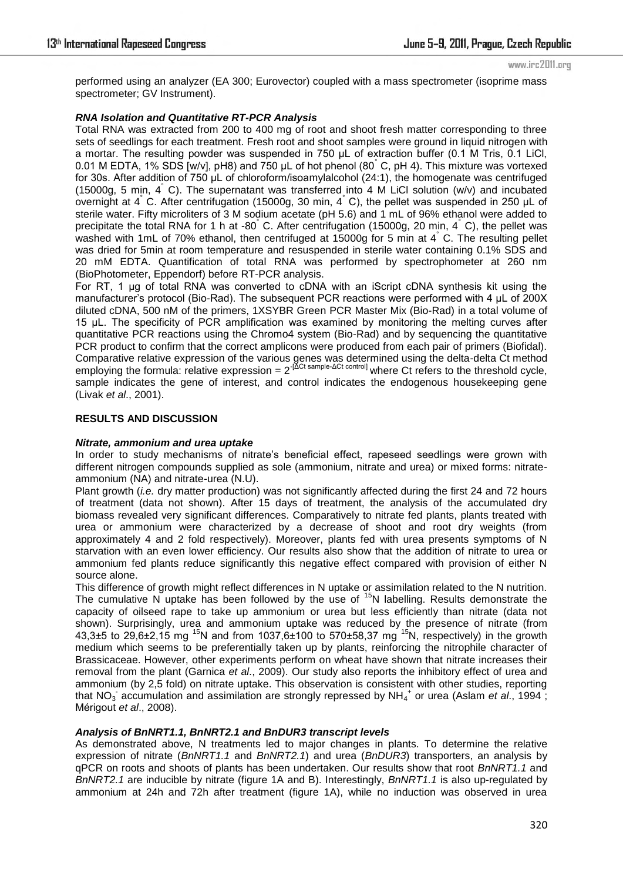performed using an analyzer (EA 300; Eurovector) coupled with a mass spectrometer (isoprime mass spectrometer; GV Instrument).

### *RNA Isolation and Quantitative RT-PCR Analysis*

Total RNA was extracted from 200 to 400 mg of root and shoot fresh matter corresponding to three sets of seedlings for each treatment. Fresh root and shoot samples were ground in liquid nitrogen with a mortar. The resulting powder was suspended in 750 µL of extraction buffer (0.1 M Tris, 0.1 LiCl, 0.01 M EDTA, 1% SDS [w/v], pH8) and 750 µL of hot phenol (80° C, pH 4). This mixture was vortexed for 30s. After addition of 750 µL of chloroform/isoamylalcohol (24:1), the homogenate was centrifuged (15000g, 5 min, 4° C). The supernatant was transferred into 4 M LiCl solution (w/v) and incubated overnight at 4° C. After centrifugation (15000g, 30 min, 4° C), the pellet was suspended in 250 µL of sterile water. Fifty microliters of 3 M sodium acetate (pH 5.6) and 1 mL of 96% ethanol were added to precipitate the total RNA for 1 h at -80° C. After centrifugation (15000g, 20 min, 4° C), the pellet was washed with 1mL of 70% ethanol, then centrifuged at 15000g for 5 min at 4° C. The resulting pellet was dried for 5min at room temperature and resuspended in sterile water containing 0.1% SDS and 20 mM EDTA. Quantification of total RNA was performed by spectrophometer at 260 nm (BioPhotometer, Eppendorf) before RT-PCR analysis.

For RT, 1 µg of total RNA was converted to cDNA with an iScript cDNA synthesis kit using the manufacturer's protocol (Bio-Rad). The subsequent PCR reactions were performed with 4 µL of 200X diluted cDNA, 500 nM of the primers, 1XSYBR Green PCR Master Mix (Bio-Rad) in a total volume of 15 µL. The specificity of PCR amplification was examined by monitoring the melting curves after quantitative PCR reactions using the Chromo4 system (Bio-Rad) and by sequencing the quantitative PCR product to confirm that the correct amplicons were produced from each pair of primers (Biofidal). Comparative relative expression of the various genes was determined using the delta-delta Ct method employing the formula: relative expression = $2^{-[\Delta Ct\ sample - \Delta Ct\ control]}$ where Ct refers to the threshold cycle, sample indicates the gene of interest, and control indicates the endogenous housekeeping gene (Livak *et al*., 2001).

## RESULTS AND DISCUSSION

### *Nitrate, ammonium and urea uptake*

In order to study mechanisms of nitrate's beneficial effect, rapeseed seedlings were grown with different nitrogen compounds supplied as sole (ammonium, nitrate and urea) or mixed forms: nitrate-ammonium (NA) and nitrate-urea (N.U).

Plant growth (*i.e.* dry matter production) was not significantly affected during the first 24 and 72 hours of treatment (data not shown). After 15 days of treatment, the analysis of the accumulated dry biomass revealed very significant differences. Comparatively to nitrate fed plants, plants treated with urea or ammonium were characterized by a decrease of shoot and root dry weights (from approximately 4 and 2 fold respectively). Moreover, plants fed with urea presents symptoms of N starvation with an even lower efficiency. Our results also show that the addition of nitrate to urea or ammonium fed plants reduce significantly this negative effect compared with provision of either N source alone.

This difference of growth might reflect differences in N uptake or assimilation related to the N nutrition. The cumulative N uptake has been followed by the use of $^{15}N$ labelling. Results demonstrate the capacity of oilseed rape to take up ammonium or urea but less efficiently than nitrate (data not shown). Surprisingly, urea and ammonium uptake was reduced by the presence of nitrate (from 43,3±5 to 29,6±2,15 mg $^{15}N$ and from 1037,6±100 to 570±58,37 mg $^{15}N$, respectively) in the growth medium which seems to be preferentially taken up by plants, reinforcing the nitrophile character of Brassicaceae. However, other experiments perform on wheat have shown that nitrate increases their removal from the plant (Garnica *et al*., 2009). Our study also reports the inhibitory effect of urea and ammonium (by 2,5 fold) on nitrate uptake. This observation is consistent with other studies, reporting that $NO_3^-$ accumulation and assimilation are strongly repressed by $NH_4^+$ or urea (Aslam *et al*., 1994 ; Mérigout *et al*., 2008).

### *Analysis of BnNRT1.1, BnNRT2.1 and BnDUR3 transcript levels*

As demonstrated above, N treatments led to major changes in plants. To determine the relative expression of nitrate (*BnNRT1.1* and *BnNRT2.1*) and urea (*BnDUR3*) transporters, an analysis by qPCR on roots and shoots of plants has been undertaken. Our results show that root *BnNRT1.1* and *BnNRT2.1* are inducible by nitrate (figure 1A and B). Interestingly, *BnNRT1.1* is also up-regulated by ammonium at 24h and 72h after treatment (figure 1A), while no induction was observed in urea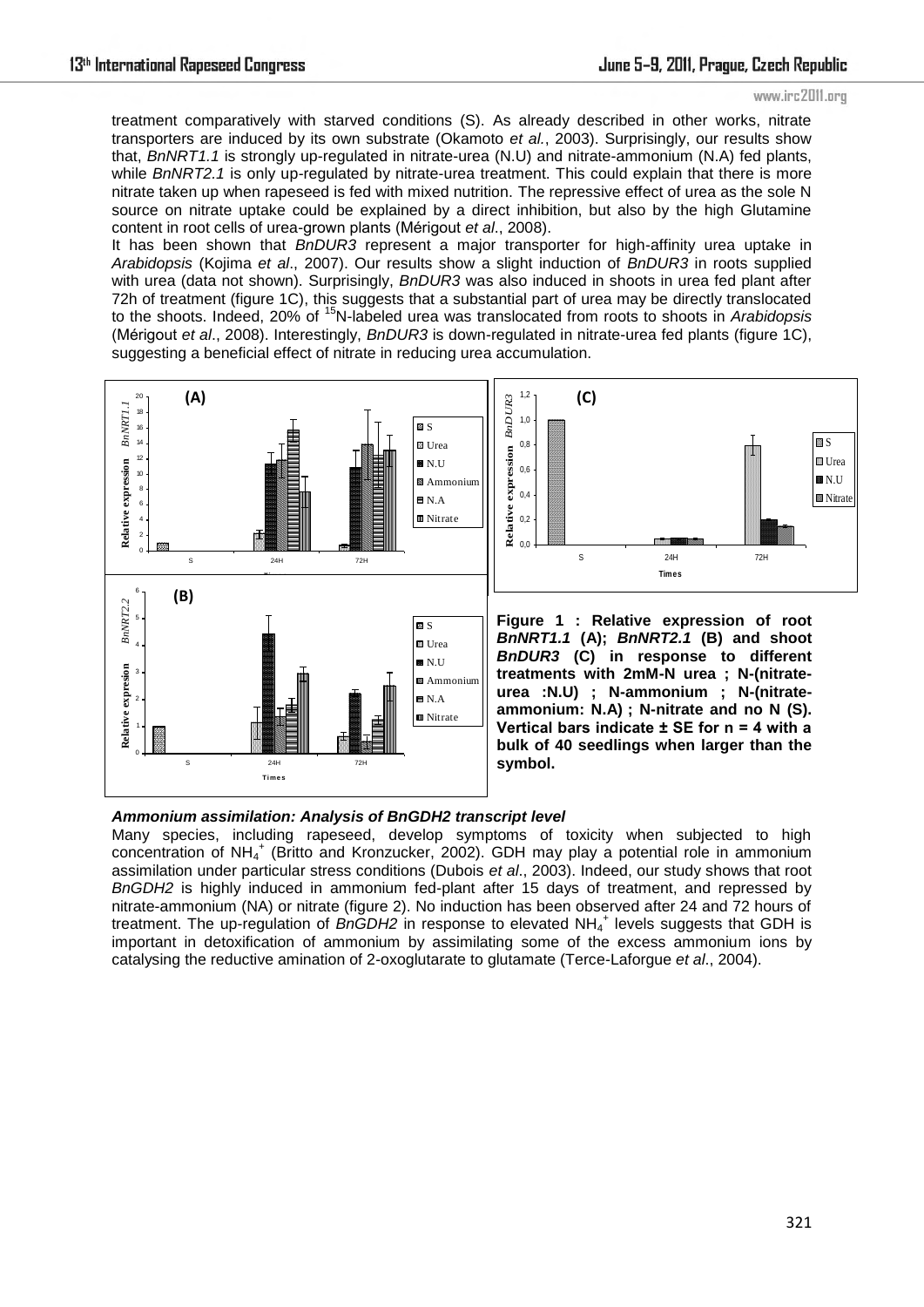treatment comparatively with starved conditions (S). As already described in other works, nitrate transporters are induced by its own substrate (Okamoto *et al.*, 2003). Surprisingly, our results show that, *BnNRT1.1* is strongly up-regulated in nitrate-urea (N.U) and nitrate-ammonium (N.A) fed plants, while *BnNRT2.1* is only up-regulated by nitrate-urea treatment. This could explain that there is more nitrate taken up when rapeseed is fed with mixed nutrition. The repressive effect of urea as the sole N source on nitrate uptake could be explained by a direct inhibition, but also by the high Glutamine content in root cells of urea-grown plants (Mérigout *et al*., 2008).

It has been shown that *BnDUR3* represent a major transporter for high-affinity urea uptake in *Arabidopsis* (Kojima *et al*., 2007). Our results show a slight induction of *BnDUR3* in roots supplied with urea (data not shown). Surprisingly, *BnDUR3* was also induced in shoots in urea fed plant after 72h of treatment (figure 1C), this suggests that a substantial part of urea may be directly translocated to the shoots. Indeed, 20% of $^{15}$N-labeled urea was translocated from roots to shoots in *Arabidopsis* (Mérigout *et al*., 2008). Interestingly, *BnDUR3* is down-regulated in nitrate-urea fed plants (figure 1C), suggesting a beneficial effect of nitrate in reducing urea accumulation.

**Figure 1 : Relative expression of root *BnNRT1.1* (A); *BnNRT2.1* (B) and shoot *BnDUR3* (C) in response to different treatments with 2mM-N urea ; N-(nitrate-urea :N.U) ; N-ammonium ; N-(nitrate-ammonium: N.A) ; N-nitrate and no N (S). Vertical bars indicate ± SE for n = 4 with a bulk of 40 seedlings when larger than the symbol.**

***Ammonium assimilation: Analysis of BnGDH2 transcript level***

Many species, including rapeseed, develop symptoms of toxicity when subjected to high concentration of $NH_4^+$ (Britto and Kronzucker, 2002). GDH may play a potential role in ammonium assimilation under particular stress conditions (Dubois *et al*., 2003). Indeed, our study shows that root *BnGDH2* is highly induced in ammonium fed-plant after 15 days of treatment, and repressed by nitrate-ammonium (NA) or nitrate (figure 2). No induction has been observed after 24 and 72 hours of treatment. The up-regulation of *BnGDH2* in response to elevated $NH_4^+$ levels suggests that GDH is important in detoxification of ammonium by assimilating some of the excess ammonium ions by catalysing the reductive amination of 2-oxoglutarate to glutamate (Terce-Laforgue *et al*., 2004).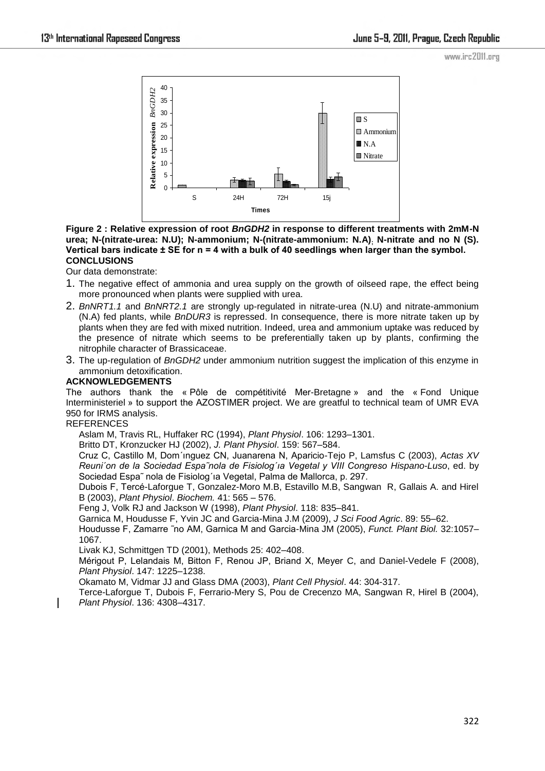Relative expression *BnGDH2*

40
35
30
25
20
15
10
5
0

S
24H
72H
15j

Times

S
Ammonium
N.A
Nitrate

**Figure 2 : Relative expression of root *BnGDH2* in response to different treatments with 2mM-N urea; N-(nitrate-urea: N.U); N-ammonium; N-(nitrate-ammonium: N.A); N-nitrate and no N (S). Vertical bars indicate ± SE for n = 4 with a bulk of 40 seedlings when larger than the symbol.**

**CONCLUSIONS**

Our data demonstrate:

1. The negative effect of ammonia and urea supply on the growth of oilseed rape, the effect being more pronounced when plants were supplied with urea.
2. *BnNRT1.1* and *BnNRT2.1* are strongly up-regulated in nitrate-urea (N.U) and nitrate-ammonium (N.A) fed plants, while *BnDUR3* is repressed. In consequence, there is more nitrate taken up by plants when they are fed with mixed nutrition. Indeed, urea and ammonium uptake was reduced by the presence of nitrate which seems to be preferentially taken up by plants, confirming the nitrophile character of Brassicaceae.
3. The up-regulation of *BnGDH2* under ammonium nutrition suggest the implication of this enzyme in ammonium detoxification.

**ACKNOWLEDGEMENTS**

The authors thank the « Pôle de compétitivité Mer-Bretagne » and the « Fond Unique Interministeriel » to support the AZOSTIMER project. We are greatful to technical team of UMR EVA 950 for IRMS analysis.

REFERENCES

Aslam M, Travis RL, Huffaker RC (1994), *Plant Physiol*. 106: 1293–1301.

Britto DT, Kronzucker HJ (2002), *J. Plant Physiol*. 159: 567–584.

Cruz C, Castillo M, Dom´ınguez CN, Juanarena N, Aparicio-Tejo P, Lamsfus C (2003), *Actas XV Reuni´on de la Sociedad Espa˜nola de Fisiolog´ıa Vegetal y VIII Congreso Hispano-Luso*, ed. by Sociedad Espa˜ nola de Fisiolog´ıa Vegetal, Palma de Mallorca, p. 297.

Dubois F, Tercé-Laforgue T, Gonzalez-Moro M.B, Estavillo M.B, Sangwan R, Gallais A. and Hirel B (2003), *Plant Physiol*. *Biochem.* 41: 565 – 576.

Feng J, Volk RJ and Jackson W (1998), *Plant Physiol*. 118: 835–841.

Garnica M, Houdusse F, Yvin JC and Garcia-Mina J.M (2009), *J Sci Food Agric*. 89: 55–62.

Houdusse F, Zamarre ˜no AM, Garnica M and Garcia-Mina JM (2005), *Funct. Plant Biol.* 32:1057–1067.

Livak KJ, Schmittgen TD (2001), Methods 25: 402–408.

Mérigout P, Lelandais M, Bitton F, Renou JP, Briand X, Meyer C, and Daniel-Vedele F (2008), *Plant Physiol*. 147: 1225–1238.

Okamato M, Vidmar JJ and Glass DMA (2003), *Plant Cell Physiol*. 44: 304-317.

Terce-Laforgue T, Dubois F, Ferrario-Mery S, Pou de Crecenzo MA, Sangwan R, Hirel B (2004), *Plant Physiol*. 136: 4308–4317.